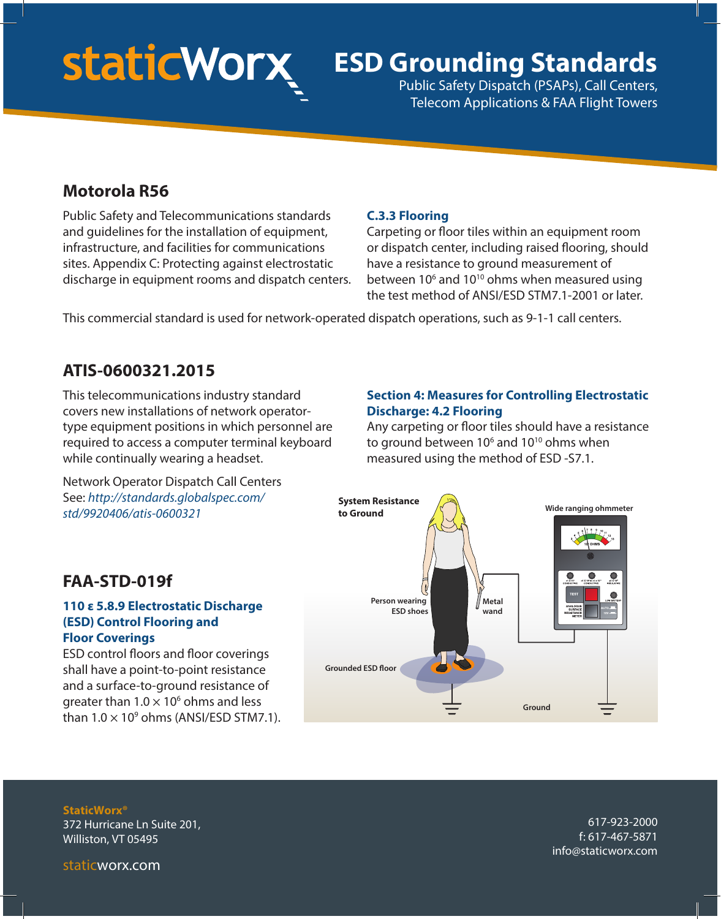# ESD Grounding Standards

Public Safety Dispatch (PSAPs), Call Centers, Telecom Applications & FAA Flight Towers

## Motorola R56

Public Safety and Telecommunications standards and guidelines for the installation of equipment, infrastructure, and facilities for communications sites. Appendix C: Protecting against electrostatic discharge in equipment rooms and dispatch centers.

### C.3.3 Flooring

Carpeting or floor tiles within an equipment room or dispatch center, including raised flooring, should have a resistance to ground measurement of between $10^6$ and $10^{10}$ ohms when measured using the test method of ANSI/ESD STM7.1-2001 or later.

This commercial standard is used for network-operated dispatch operations, such as 9-1-1 call centers.

## ATIS-0600321.2015

This telecommunications industry standard covers new installations of network operator-type equipment positions in which personnel are required to access a computer terminal keyboard while continually wearing a headset.

Network Operator Dispatch Call Centers
See: *http://standards.globalspec.com/std/9920406/atis-0600321*

### Section 4: Measures for Controlling Electrostatic Discharge: 4.2 Flooring

Any carpeting or floor tiles should have a resistance to ground between $10^6$ and $10^{10}$ ohms when measured using the method of ESD -S7.1.

## FAA-STD-019f

### 110 ε 5.8.9 Electrostatic Discharge (ESD) Control Flooring and Floor Coverings

ESD control floors and floor coverings shall have a point-to-point resistance and a surface-to-ground resistance of greater than $1.0 \times 10^6$ ohms and less than $1.0 \times 10^9$ ohms (ANSI/ESD STM7.1).

System Resistance to Ground

Wide ranging ohmmeter

Person wearing ESD shoes

Metal wand

Grounded ESD floor

Ground

**StaticWorx®**
372 Hurricane Ln Suite 201,
Williston, VT 05495

staticworx.com

617-923-2000
f: 617-467-5871
info@staticworx.com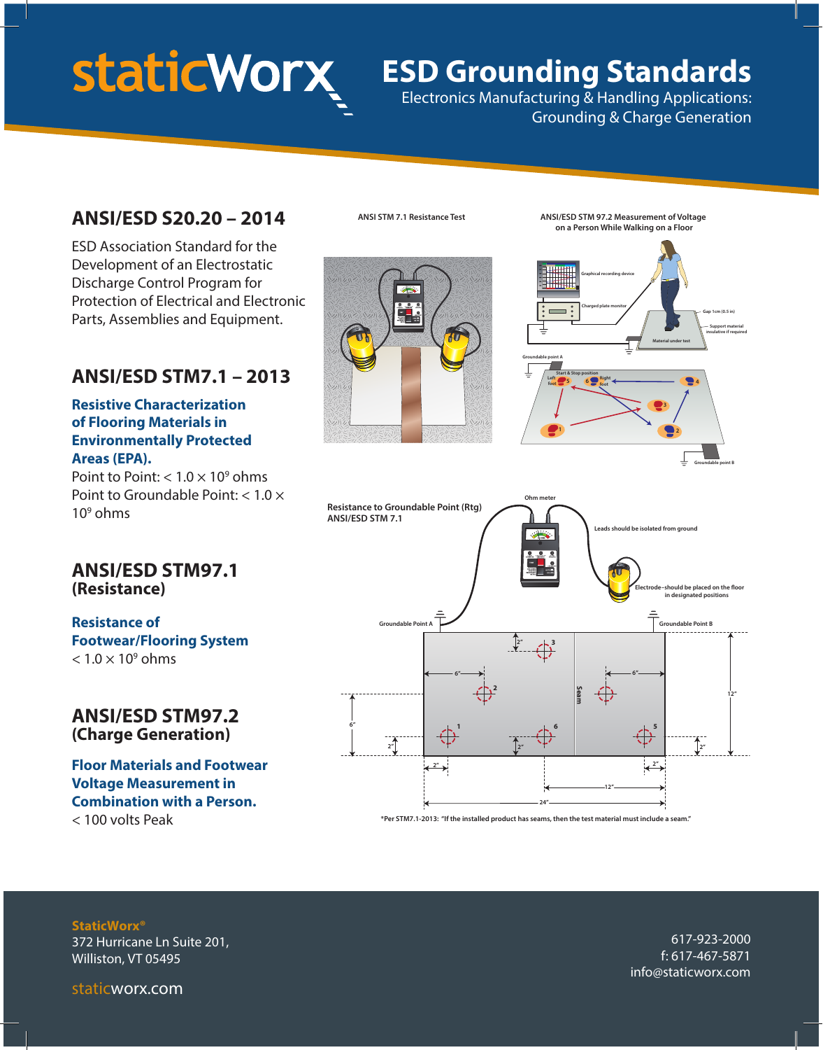staticWorx

# ESD Grounding Standards

Electronics Manufacturing & Handling Applications: Grounding & Charge Generation

## ANSI/ESD S20.20 – 2014

ESD Association Standard for the Development of an Electrostatic Discharge Control Program for Protection of Electrical and Electronic Parts, Assemblies and Equipment.

## ANSI/ESD STM7.1 – 2013

**Resistive Characterization of Flooring Materials in Environmentally Protected Areas (EPA).**

Point to Point: < $1.0 \times 10^9$ ohms
Point to Groundable Point: < $1.0 \times 10^9$ ohms

## ANSI/ESD STM97.1 (Resistance)

**Resistance of Footwear/Flooring System**

< $1.0 \times 10^9$ ohms

## ANSI/ESD STM97.2 (Charge Generation)

**Floor Materials and Footwear Voltage Measurement in Combination with a Person.**

< 100 volts Peak

ANSI STM 7.1 Resistance Test

ANSI/ESD STM 97.2 Measurement of Voltage on a Person While Walking on a Floor

Graphical recording device
Charged plate monitor
Gap 1cm (0.5 in)
Support material insulative if required
Material under test
Groundable point A
Start & Stop position
Left foot
Right foot
1
2
3
4
5
6
Groundable point B

Resistance to Groundable Point (Rtg)
ANSI/ESD STM 7.1

Ohm meter
Leads should be isolated from ground
Electrode–should be placed on the floor in designated positions
Groundable Point A
Groundable Point B
Seam
1
2
3
5
6
2"
6"
12"
24"

*Per STM7.1-2013: "If the installed product has seams, then the test material must include a seam."

**StaticWorx®**
372 Hurricane Ln Suite 201,
Williston, VT 05495

staticworx.com

617-923-2000
f: 617-467-5871
info@staticworx.com